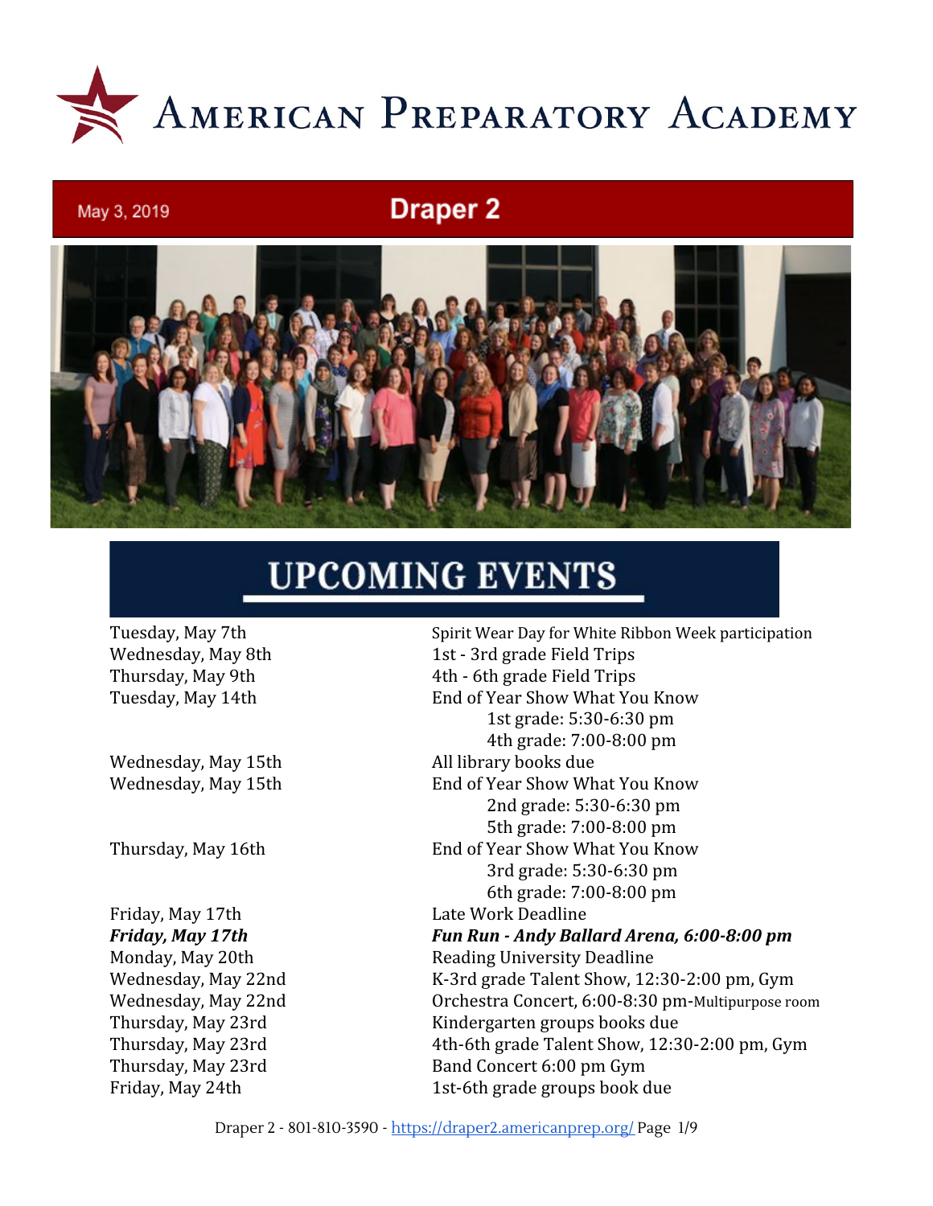# American Preparatory Academy

May 3, 2019

## Draper 2

## UPCOMING EVENTS

| | |
|---|---|
| Tuesday, May 7th | Spirit Wear Day for White Ribbon Week participation |
| Wednesday, May 8th | 1st - 3rd grade Field Trips |
| Thursday, May 9th | 4th - 6th grade Field Trips |
| Tuesday, May 14th | End of Year Show What You Know<br>1st grade: 5:30-6:30 pm<br>4th grade: 7:00-8:00 pm |
| Wednesday, May 15th | All library books due |
| Wednesday, May 15th | End of Year Show What You Know<br>2nd grade: 5:30-6:30 pm<br>5th grade: 7:00-8:00 pm |
| Thursday, May 16th | End of Year Show What You Know<br>3rd grade: 5:30-6:30 pm<br>6th grade: 7:00-8:00 pm |
| Friday, May 17th | Late Work Deadline |
| ***Friday, May 17th*** | ***Fun Run - Andy Ballard Arena, 6:00-8:00 pm*** |
| Monday, May 20th | Reading University Deadline |
| Wednesday, May 22nd | K-3rd grade Talent Show, 12:30-2:00 pm, Gym |
| Wednesday, May 22nd | Orchestra Concert, 6:00-8:30 pm-Multipurpose room |
| Thursday, May 23rd | Kindergarten groups books due |
| Thursday, May 23rd | 4th-6th grade Talent Show, 12:30-2:00 pm, Gym |
| Thursday, May 23rd | Band Concert 6:00 pm Gym |
| Friday, May 24th | 1st-6th grade groups book due |

Draper 2 - 801-810-3590 - https://draper2.americanprep.org/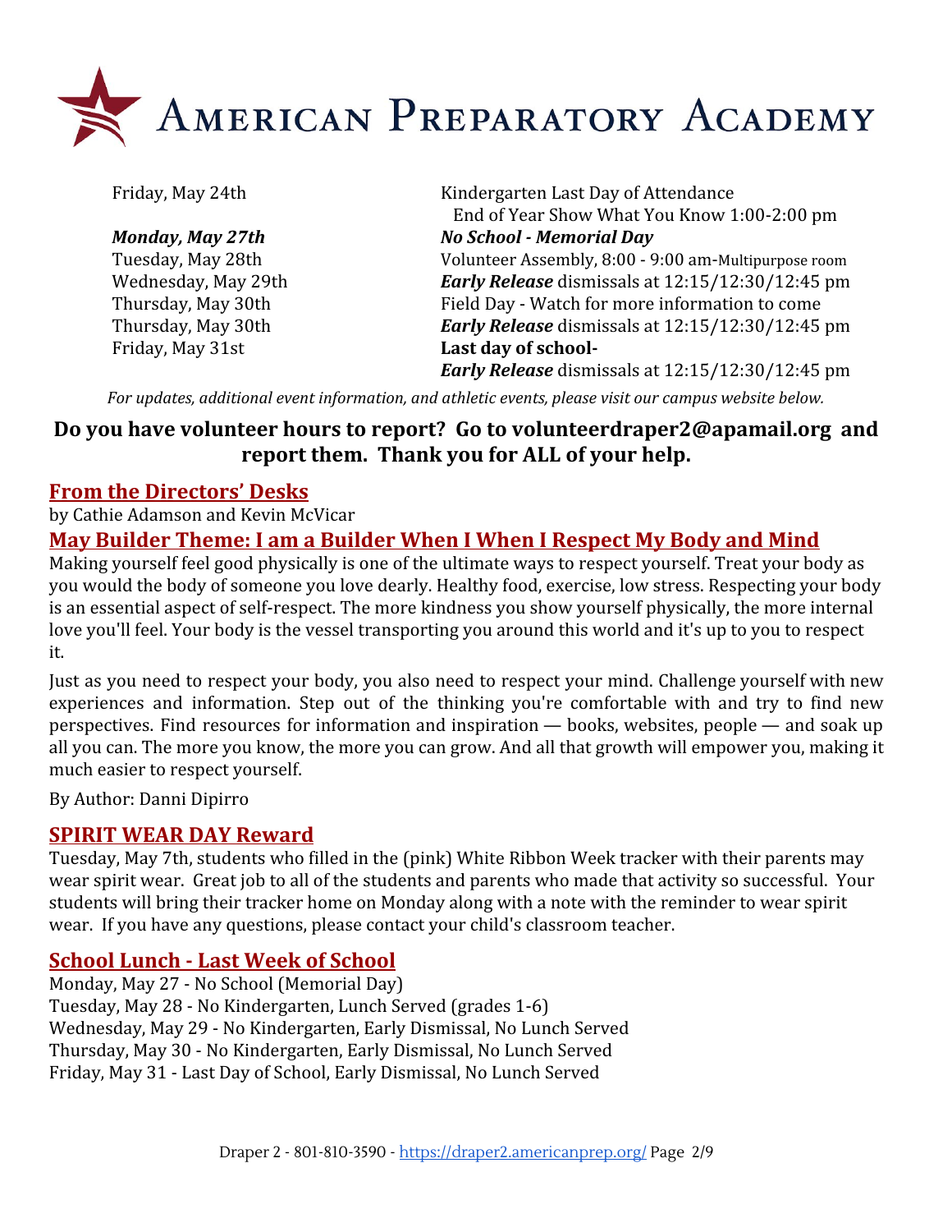# American Preparatory Academy

| | |
|---|---|
| Friday, May 24th | Kindergarten Last Day of Attendance<br>End of Year Show What You Know 1:00-2:00 pm |
| ***Monday, May 27th*** | ***No School - Memorial Day*** |
| Tuesday, May 28th | Volunteer Assembly, 8:00 - 9:00 am-Multipurpose room |
| Wednesday, May 29th | ***Early Release*** dismissals at 12:15/12:30/12:45 pm |
| Thursday, May 30th | Field Day - Watch for more information to come |
| Thursday, May 30th | ***Early Release*** dismissals at 12:15/12:30/12:45 pm |
| Friday, May 31st | **Last day of school-**<br>***Early Release*** dismissals at 12:15/12:30/12:45 pm |

*For updates, additional event information, and athletic events, please visit our campus website below.*

**Do you have volunteer hours to report? Go to volunteerdraper2@apamail.org and report them. Thank you for ALL of your help.**

## From the Directors' Desks

by Cathie Adamson and Kevin McVicar

## May Builder Theme: I am a Builder When I When I Respect My Body and Mind

Making yourself feel good physically is one of the ultimate ways to respect yourself. Treat your body as you would the body of someone you love dearly. Healthy food, exercise, low stress. Respecting your body is an essential aspect of self-respect. The more kindness you show yourself physically, the more internal love you'll feel. Your body is the vessel transporting you around this world and it's up to you to respect it.

Just as you need to respect your body, you also need to respect your mind. Challenge yourself with new experiences and information. Step out of the thinking you're comfortable with and try to find new perspectives. Find resources for information and inspiration — books, websites, people — and soak up all you can. The more you know, the more you can grow. And all that growth will empower you, making it much easier to respect yourself.

By Author: Danni Dipirro

## SPIRIT WEAR DAY Reward

Tuesday, May 7th, students who filled in the (pink) White Ribbon Week tracker with their parents may wear spirit wear. Great job to all of the students and parents who made that activity so successful. Your students will bring their tracker home on Monday along with a note with the reminder to wear spirit wear. If you have any questions, please contact your child's classroom teacher.

## School Lunch - Last Week of School

Monday, May 27 - No School (Memorial Day)
Tuesday, May 28 - No Kindergarten, Lunch Served (grades 1-6)
Wednesday, May 29 - No Kindergarten, Early Dismissal, No Lunch Served
Thursday, May 30 - No Kindergarten, Early Dismissal, No Lunch Served
Friday, May 31 - Last Day of School, Early Dismissal, No Lunch Served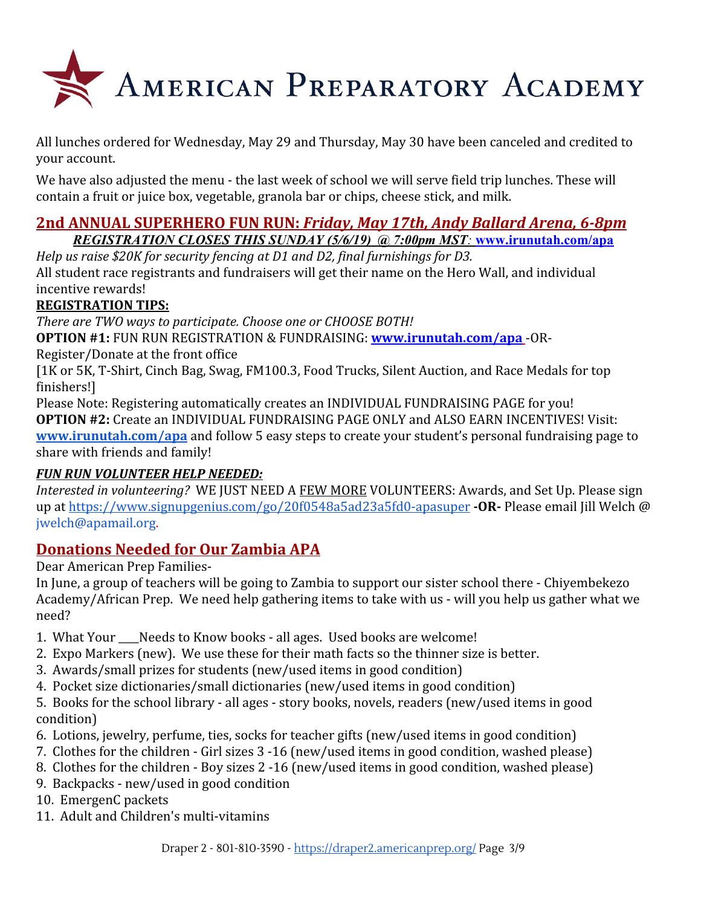# American Preparatory Academy

All lunches ordered for Wednesday, May 29 and Thursday, May 30 have been canceled and credited to your account.

We have also adjusted the menu - the last week of school we will serve field trip lunches. These will contain a fruit or juice box, vegetable, granola bar or chips, cheese stick, and milk.

## 2nd ANNUAL SUPERHERO FUN RUN: *Friday, May 17th, Andy Ballard Arena, 6-8pm*

***REGISTRATION CLOSES THIS SUNDAY (5/6/19) @ 7:00pm MST*: www.irunutah.com/apa**

*Help us raise $20K for security fencing at D1 and D2, final furnishings for D3.*

All student race registrants and fundraisers will get their name on the Hero Wall, and individual incentive rewards!

**REGISTRATION TIPS:**

*There are TWO ways to participate. Choose one or CHOOSE BOTH!*

**OPTION #1:** FUN RUN REGISTRATION & FUNDRAISING: **www.irunutah.com/apa** -OR- Register/Donate at the front office

[1K or 5K, T-Shirt, Cinch Bag, Swag, FM100.3, Food Trucks, Silent Auction, and Race Medals for top finishers!]

Please Note: Registering automatically creates an INDIVIDUAL FUNDRAISING PAGE for you!

**OPTION #2:** Create an INDIVIDUAL FUNDRAISING PAGE ONLY and ALSO EARN INCENTIVES! Visit: **www.irunutah.com/apa** and follow 5 easy steps to create your student's personal fundraising page to share with friends and family!

***FUN RUN VOLUNTEER HELP NEEDED:***

*Interested in volunteering?* WE JUST NEED A FEW MORE VOLUNTEERS: Awards, and Set Up. Please sign up at https://www.signupgenius.com/go/20f0548a5ad23a5fd0-apasuper **-OR-** Please email Jill Welch @ jwelch@apamail.org.

## Donations Needed for Our Zambia APA

Dear American Prep Families-

In June, a group of teachers will be going to Zambia to support our sister school there - Chiyembekezo Academy/African Prep. We need help gathering items to take with us - will you help us gather what we need?

1. What Your ____Needs to Know books - all ages. Used books are welcome!
2. Expo Markers (new). We use these for their math facts so the thinner size is better.
3. Awards/small prizes for students (new/used items in good condition)
4. Pocket size dictionaries/small dictionaries (new/used items in good condition)
5. Books for the school library - all ages - story books, novels, readers (new/used items in good condition)
6. Lotions, jewelry, perfume, ties, socks for teacher gifts (new/used items in good condition)
7. Clothes for the children - Girl sizes 3 -16 (new/used items in good condition, washed please)
8. Clothes for the children - Boy sizes 2 -16 (new/used items in good condition, washed please)
9. Backpacks - new/used in good condition
10. EmergenC packets
11. Adult and Children's multi-vitamins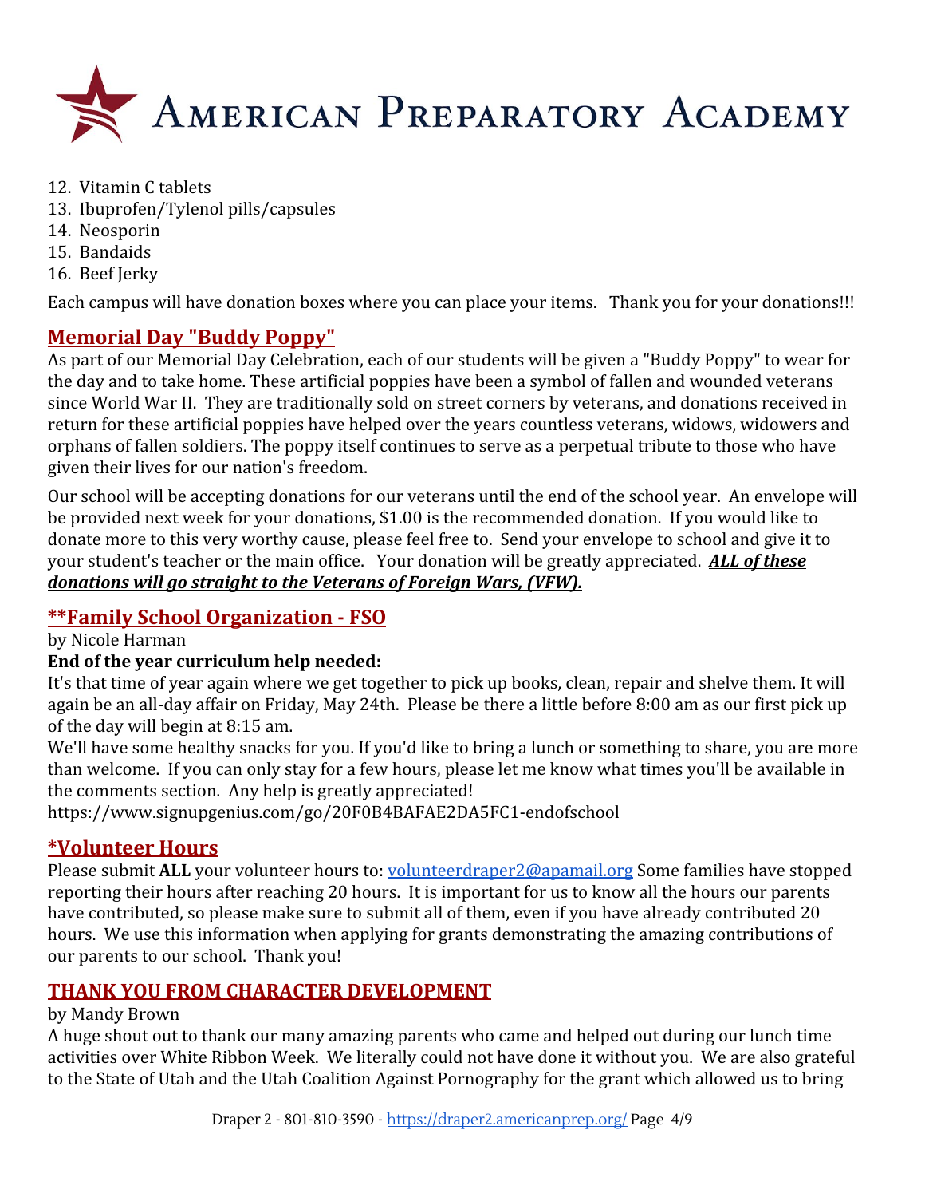12. Vitamin C tablets
13. Ibuprofen/Tylenol pills/capsules
14. Neosporin
15. Bandaids
16. Beef Jerky

Each campus will have donation boxes where you can place your items. Thank you for your donations!!!

## Memorial Day "Buddy Poppy"

As part of our Memorial Day Celebration, each of our students will be given a "Buddy Poppy" to wear for the day and to take home. These artificial poppies have been a symbol of fallen and wounded veterans since World War II. They are traditionally sold on street corners by veterans, and donations received in return for these artificial poppies have helped over the years countless veterans, widows, widowers and orphans of fallen soldiers. The poppy itself continues to serve as a perpetual tribute to those who have given their lives for our nation's freedom.

Our school will be accepting donations for our veterans until the end of the school year. An envelope will be provided next week for your donations, $1.00 is the recommended donation. If you would like to donate more to this very worthy cause, please feel free to. Send your envelope to school and give it to your student's teacher or the main office. Your donation will be greatly appreciated. ***ALL of these donations will go straight to the Veterans of Foreign Wars, (VFW).***

## **Family School Organization - FSO

by Nicole Harman

**End of the year curriculum help needed:**

It's that time of year again where we get together to pick up books, clean, repair and shelve them. It will again be an all-day affair on Friday, May 24th. Please be there a little before 8:00 am as our first pick up of the day will begin at 8:15 am.

We'll have some healthy snacks for you. If you'd like to bring a lunch or something to share, you are more than welcome. If you can only stay for a few hours, please let me know what times you'll be available in the comments section. Any help is greatly appreciated!

https://www.signupgenius.com/go/20F0B4BAFAE2DA5FC1-endofschool

## *Volunteer Hours

Please submit **ALL** your volunteer hours to: volunteerdraper2@apamail.org Some families have stopped reporting their hours after reaching 20 hours. It is important for us to know all the hours our parents have contributed, so please make sure to submit all of them, even if you have already contributed 20 hours. We use this information when applying for grants demonstrating the amazing contributions of our parents to our school. Thank you!

## THANK YOU FROM CHARACTER DEVELOPMENT

by Mandy Brown

A huge shout out to thank our many amazing parents who came and helped out during our lunch time activities over White Ribbon Week. We literally could not have done it without you. We are also grateful to the State of Utah and the Utah Coalition Against Pornography for the grant which allowed us to bring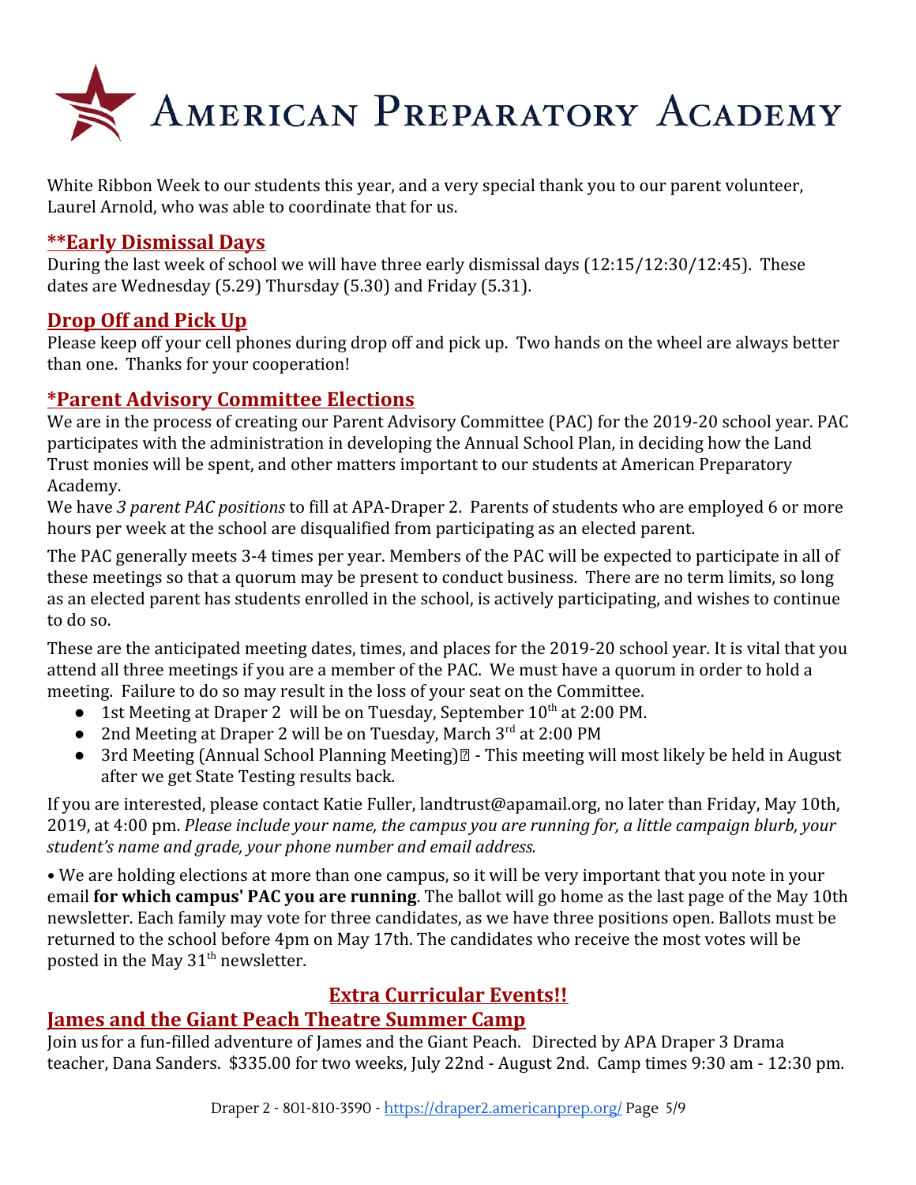White Ribbon Week to our students this year, and a very special thank you to our parent volunteer, Laurel Arnold, who was able to coordinate that for us.

## **Early Dismissal Days

During the last week of school we will have three early dismissal days (12:15/12:30/12:45). These dates are Wednesday (5.29) Thursday (5.30) and Friday (5.31).

## Drop Off and Pick Up

Please keep off your cell phones during drop off and pick up. Two hands on the wheel are always better than one. Thanks for your cooperation!

## *Parent Advisory Committee Elections

We are in the process of creating our Parent Advisory Committee (PAC) for the 2019-20 school year. PAC participates with the administration in developing the Annual School Plan, in deciding how the Land Trust monies will be spent, and other matters important to our students at American Preparatory Academy.

We have *3 parent PAC positions* to fill at APA-Draper 2. Parents of students who are employed 6 or more hours per week at the school are disqualified from participating as an elected parent.

The PAC generally meets 3-4 times per year. Members of the PAC will be expected to participate in all of these meetings so that a quorum may be present to conduct business. There are no term limits, so long as an elected parent has students enrolled in the school, is actively participating, and wishes to continue to do so.

These are the anticipated meeting dates, times, and places for the 2019-20 school year. It is vital that you attend all three meetings if you are a member of the PAC. We must have a quorum in order to hold a meeting. Failure to do so may result in the loss of your seat on the Committee.

- 1st Meeting at Draper 2 will be on Tuesday, September 10th at 2:00 PM.
- 2nd Meeting at Draper 2 will be on Tuesday, March 3rd at 2:00 PM
- 3rd Meeting (Annual School Planning Meeting) - This meeting will most likely be held in August after we get State Testing results back.

If you are interested, please contact Katie Fuller, landtrust@apamail.org, no later than Friday, May 10th, 2019, at 4:00 pm. *Please include your name, the campus you are running for, a little campaign blurb, your student's name and grade, your phone number and email address.*

• We are holding elections at more than one campus, so it will be very important that you note in your email **for which campus' PAC you are running**. The ballot will go home as the last page of the May 10th newsletter. Each family may vote for three candidates, as we have three positions open. Ballots must be returned to the school before 4pm on May 17th. The candidates who receive the most votes will be posted in the May 31st newsletter.

## Extra Curricular Events!!

## James and the Giant Peach Theatre Summer Camp

Join us for a fun-filled adventure of James and the Giant Peach. Directed by APA Draper 3 Drama teacher, Dana Sanders. $335.00 for two weeks, July 22nd - August 2nd. Camp times 9:30 am - 12:30 pm.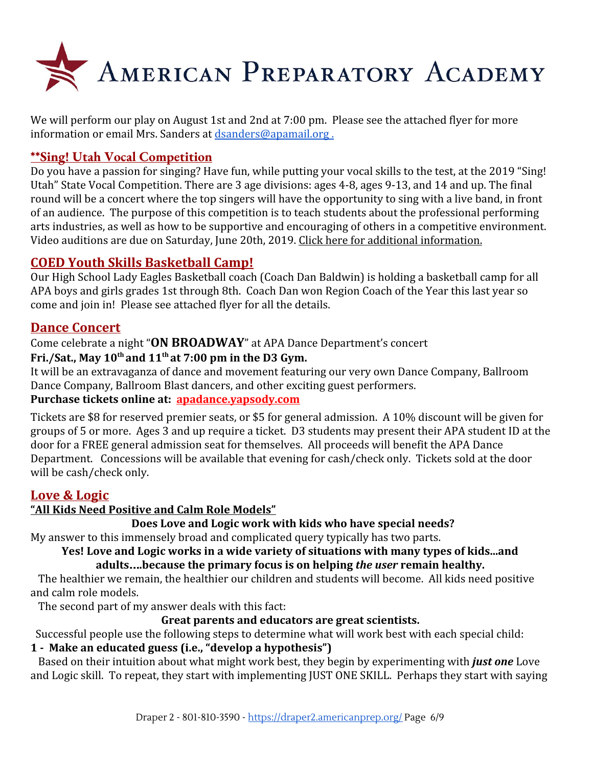We will perform our play on August 1st and 2nd at 7:00 pm. Please see the attached flyer for more information or email Mrs. Sanders at dsanders@apamail.org .

## **Sing! Utah Vocal Competition

Do you have a passion for singing? Have fun, while putting your vocal skills to the test, at the 2019 "Sing! Utah" State Vocal Competition. There are 3 age divisions: ages 4-8, ages 9-13, and 14 and up. The final round will be a concert where the top singers will have the opportunity to sing with a live band, in front of an audience. The purpose of this competition is to teach students about the professional performing arts industries, as well as how to be supportive and encouraging of others in a competitive environment. Video auditions are due on Saturday, June 20th, 2019. Click here for additional information.

## COED Youth Skills Basketball Camp!

Our High School Lady Eagles Basketball coach (Coach Dan Baldwin) is holding a basketball camp for all APA boys and girls grades 1st through 8th. Coach Dan won Region Coach of the Year this last year so come and join in! Please see attached flyer for all the details.

## Dance Concert

Come celebrate a night "**ON BROADWAY**" at APA Dance Department's concert

**Fri./Sat., May 10th and 11th at 7:00 pm in the D3 Gym.**

It will be an extravaganza of dance and movement featuring our very own Dance Company, Ballroom Dance Company, Ballroom Blast dancers, and other exciting guest performers.

**Purchase tickets online at: apadance.yapsody.com**

Tickets are $8 for reserved premier seats, or $5 for general admission. A 10% discount will be given for groups of 5 or more. Ages 3 and up require a ticket. D3 students may present their APA student ID at the door for a FREE general admission seat for themselves. All proceeds will benefit the APA Dance Department. Concessions will be available that evening for cash/check only. Tickets sold at the door will be cash/check only.

## Love & Logic

**"All Kids Need Positive and Calm Role Models"**

**Does Love and Logic work with kids who have special needs?**

My answer to this immensely broad and complicated query typically has two parts.

**Yes! Love and Logic works in a wide variety of situations with many types of kids...and adults….because the primary focus is on helping *the user* remain healthy.**

The healthier we remain, the healthier our children and students will become. All kids need positive and calm role models.

The second part of my answer deals with this fact:

**Great parents and educators are great scientists.**

Successful people use the following steps to determine what will work best with each special child:

**1 - Make an educated guess (i.e., "develop a hypothesis")**

Based on their intuition about what might work best, they begin by experimenting with ***just one*** Love and Logic skill. To repeat, they start with implementing JUST ONE SKILL. Perhaps they start with saying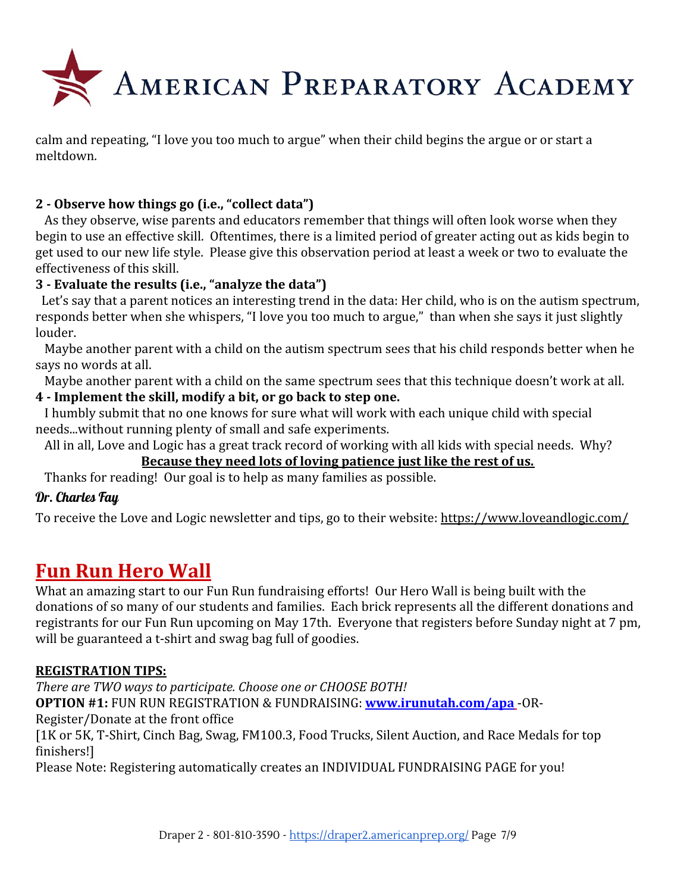calm and repeating, "I love you too much to argue" when their child begins the argue or or start a meltdown.

**2 - Observe how things go (i.e., "collect data")**

As they observe, wise parents and educators remember that things will often look worse when they begin to use an effective skill. Oftentimes, there is a limited period of greater acting out as kids begin to get used to our new life style. Please give this observation period at least a week or two to evaluate the effectiveness of this skill.

**3 - Evaluate the results (i.e., "analyze the data")**

Let's say that a parent notices an interesting trend in the data: Her child, who is on the autism spectrum, responds better when she whispers, "I love you too much to argue," than when she says it just slightly louder.

Maybe another parent with a child on the autism spectrum sees that his child responds better when he says no words at all.

Maybe another parent with a child on the same spectrum sees that this technique doesn't work at all.

**4 - Implement the skill, modify a bit, or go back to step one.**

I humbly submit that no one knows for sure what will work with each unique child with special needs...without running plenty of small and safe experiments.

All in all, Love and Logic has a great track record of working with all kids with special needs. Why?

**Because they need lots of loving patience just like the rest of us.**

Thanks for reading! Our goal is to help as many families as possible.

*Dr. Charles Fay*

To receive the Love and Logic newsletter and tips, go to their website: https://www.loveandlogic.com/

## Fun Run Hero Wall

What an amazing start to our Fun Run fundraising efforts! Our Hero Wall is being built with the donations of so many of our students and families. Each brick represents all the different donations and registrants for our Fun Run upcoming on May 17th. Everyone that registers before Sunday night at 7 pm, will be guaranteed a t-shirt and swag bag full of goodies.

**REGISTRATION TIPS:**

*There are TWO ways to participate. Choose one or CHOOSE BOTH!*

**OPTION #1:** FUN RUN REGISTRATION & FUNDRAISING: **www.irunutah.com/apa** -OR- Register/Donate at the front office

[1K or 5K, T-Shirt, Cinch Bag, Swag, FM100.3, Food Trucks, Silent Auction, and Race Medals for top finishers!]

Please Note: Registering automatically creates an INDIVIDUAL FUNDRAISING PAGE for you!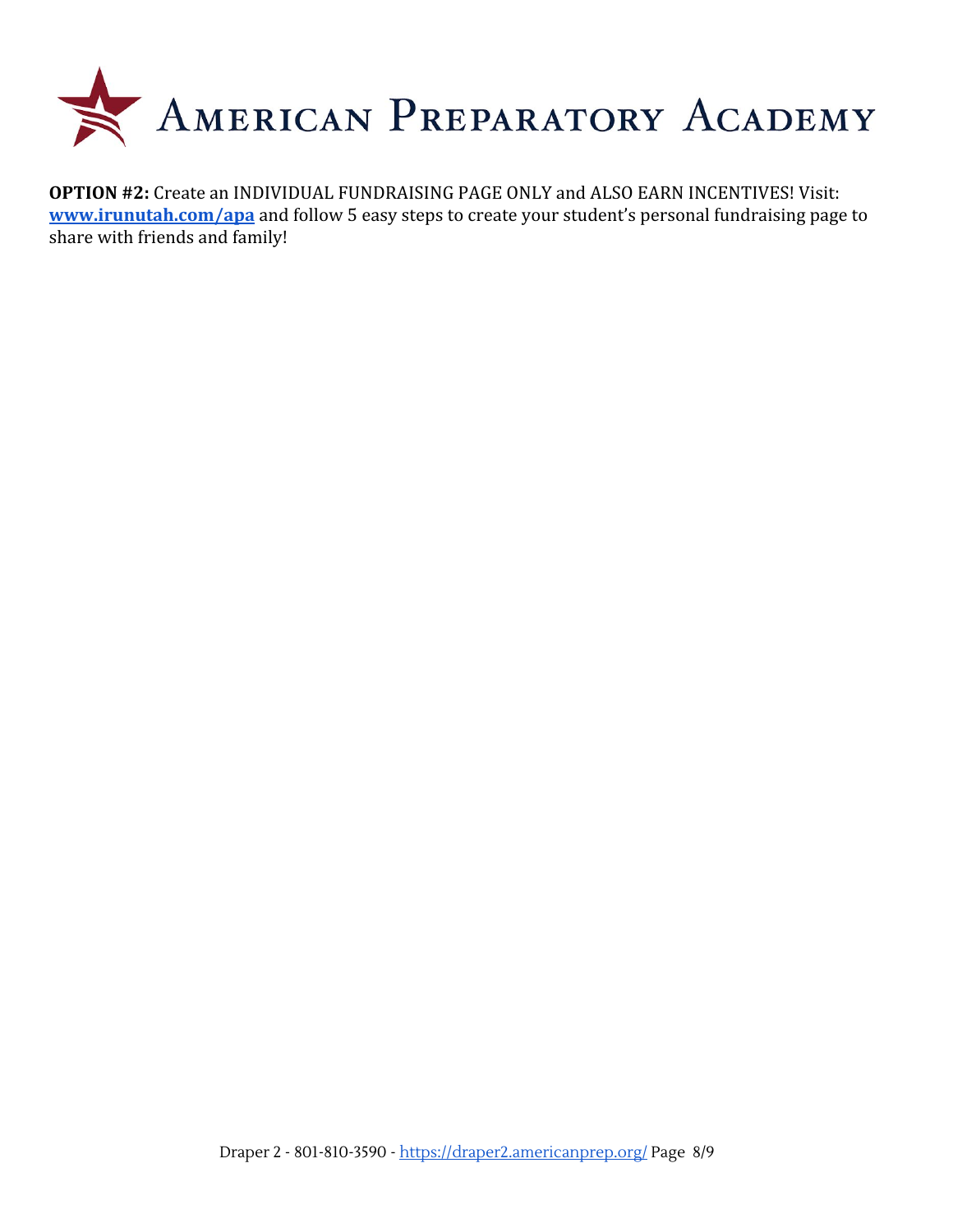**OPTION #2:** Create an INDIVIDUAL FUNDRAISING PAGE ONLY and ALSO EARN INCENTIVES! Visit: **[www.irunutah.com/apa](www.irunutah.com/apa)** and follow 5 easy steps to create your student's personal fundraising page to share with friends and family!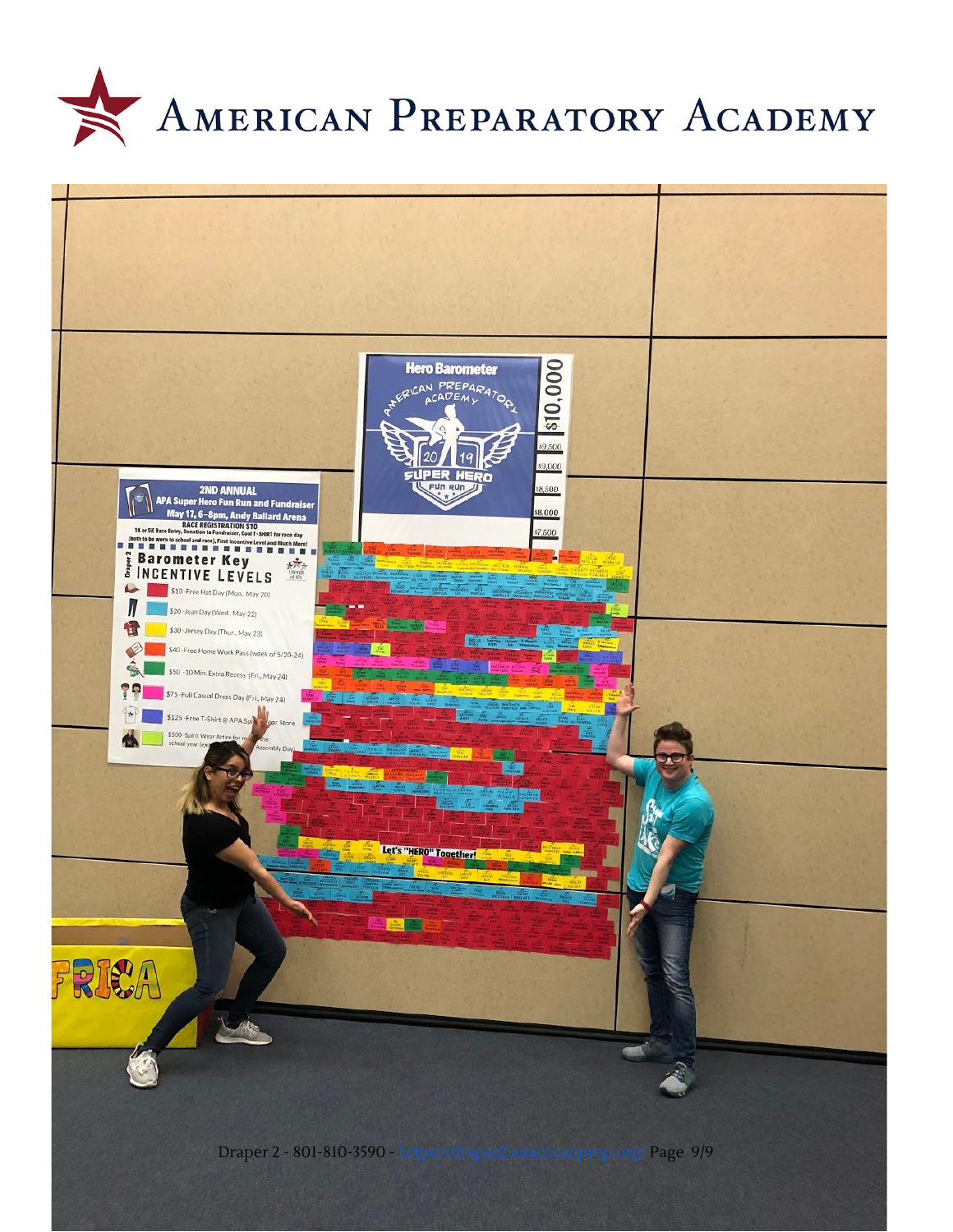Hero Barometer

AMERICAN PREPARATORY ACADEMY

2019 SUPER HERO FUN RUN

$10,000

$9,500

$9,000

$8,500

$8,000

$7,500

2ND ANNUAL

APA Super Hero Fun Run and Fundraiser

May 17, 6-8pm, Andy Ballard Arena

RACE REGISTRATION $10

1K or 5K Race Entry, Donation to Fundraiser, Cool T-SHIRT for race day (both to be worn to school and race), First Incentive Level and Much More!

Draper 2

Barometer Key

INCENTIVE LEVELS

- $10 -Free Hat Day (Mon., May 20)
- $20 -Jean Day (Wed., May 22)
- $30 -Jersey Day (Thur., May 23)
- $40 -Free Home Work Pass (week of 5/20-24)
- $50 -10 Min. Extra Recess (Fri., May 24)
- $75 -Full Casual Dress Day (Fri., May 24)
- $125 -Free T-Shirt @ APA Spi... ...ar Store
- $500 -Spirit Wear Attire for re... ...the school year (ex... ...Assembly Day)

Let's "HERO" Together!